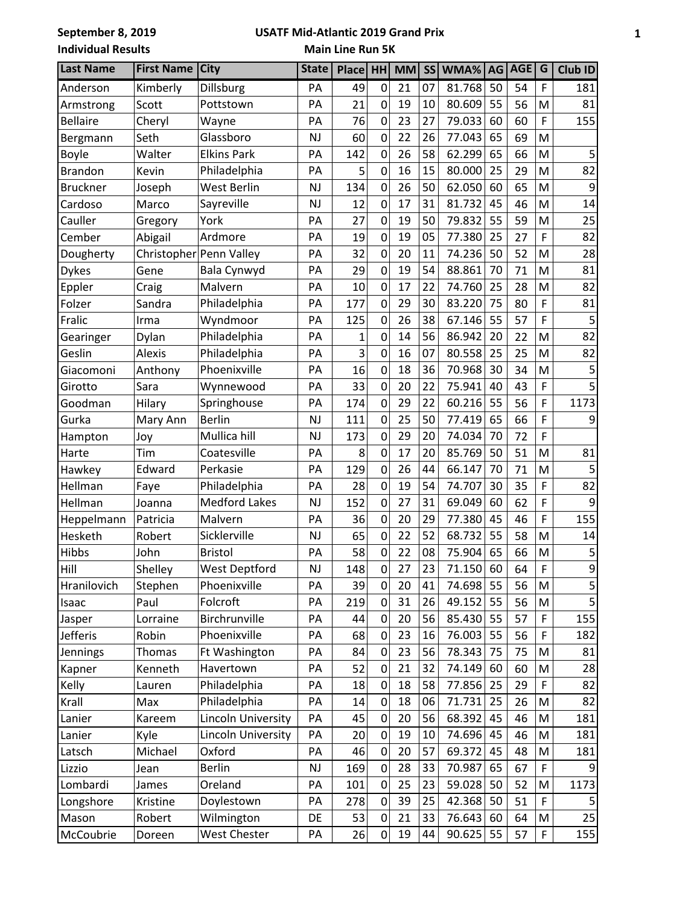**September 8, 2019** **USATF Mid-Atlantic 2019 Grand Prix**

**Individual Results** **Main Line Run 5K**

| Last Name | First Name | City | State | Place | HH | MM | SS | WMA% | AG | AGE | G | Club ID |
|---|---|---|---|---|---|---|---|---|---|---|---|---|
| Anderson | Kimberly | Dillsburg | PA | 49 | 0 | 21 | 07 | 81.768 | 50 | 54 | F | 181 |
| Armstrong | Scott | Pottstown | PA | 21 | 0 | 19 | 10 | 80.609 | 55 | 56 | M | 81 |
| Bellaire | Cheryl | Wayne | PA | 76 | 0 | 23 | 27 | 79.033 | 60 | 60 | F | 155 |
| Bergmann | Seth | Glassboro | NJ | 60 | 0 | 22 | 26 | 77.043 | 65 | 69 | M | |
| Boyle | Walter | Elkins Park | PA | 142 | 0 | 26 | 58 | 62.299 | 65 | 66 | M | 5 |
| Brandon | Kevin | Philadelphia | PA | 5 | 0 | 16 | 15 | 80.000 | 25 | 29 | M | 82 |
| Bruckner | Joseph | West Berlin | NJ | 134 | 0 | 26 | 50 | 62.050 | 60 | 65 | M | 9 |
| Cardoso | Marco | Sayreville | NJ | 12 | 0 | 17 | 31 | 81.732 | 45 | 46 | M | 14 |
| Cauller | Gregory | York | PA | 27 | 0 | 19 | 50 | 79.832 | 55 | 59 | M | 25 |
| Cember | Abigail | Ardmore | PA | 19 | 0 | 19 | 05 | 77.380 | 25 | 27 | F | 82 |
| Dougherty | Christopher | Penn Valley | PA | 32 | 0 | 20 | 11 | 74.236 | 50 | 52 | M | 28 |
| Dykes | Gene | Bala Cynwyd | PA | 29 | 0 | 19 | 54 | 88.861 | 70 | 71 | M | 81 |
| Eppler | Craig | Malvern | PA | 10 | 0 | 17 | 22 | 74.760 | 25 | 28 | M | 82 |
| Folzer | Sandra | Philadelphia | PA | 177 | 0 | 29 | 30 | 83.220 | 75 | 80 | F | 81 |
| Fralic | Irma | Wyndmoor | PA | 125 | 0 | 26 | 38 | 67.146 | 55 | 57 | F | 5 |
| Gearinger | Dylan | Philadelphia | PA | 1 | 0 | 14 | 56 | 86.942 | 20 | 22 | M | 82 |
| Geslin | Alexis | Philadelphia | PA | 3 | 0 | 16 | 07 | 80.558 | 25 | 25 | M | 82 |
| Giacomoni | Anthony | Phoenixville | PA | 16 | 0 | 18 | 36 | 70.968 | 30 | 34 | M | 5 |
| Girotto | Sara | Wynnewood | PA | 33 | 0 | 20 | 22 | 75.941 | 40 | 43 | F | 5 |
| Goodman | Hilary | Springhouse | PA | 174 | 0 | 29 | 22 | 60.216 | 55 | 56 | F | 1173 |
| Gurka | Mary Ann | Berlin | NJ | 111 | 0 | 25 | 50 | 77.419 | 65 | 66 | F | 9 |
| Hampton | Joy | Mullica hill | NJ | 173 | 0 | 29 | 20 | 74.034 | 70 | 72 | F | |
| Harte | Tim | Coatesville | PA | 8 | 0 | 17 | 20 | 85.769 | 50 | 51 | M | 81 |
| Hawkey | Edward | Perkasie | PA | 129 | 0 | 26 | 44 | 66.147 | 70 | 71 | M | 5 |
| Hellman | Faye | Philadelphia | PA | 28 | 0 | 19 | 54 | 74.707 | 30 | 35 | F | 82 |
| Hellman | Joanna | Medford Lakes | NJ | 152 | 0 | 27 | 31 | 69.049 | 60 | 62 | F | 9 |
| Heppelmann | Patricia | Malvern | PA | 36 | 0 | 20 | 29 | 77.380 | 45 | 46 | F | 155 |
| Hesketh | Robert | Sicklerville | NJ | 65 | 0 | 22 | 52 | 68.732 | 55 | 58 | M | 14 |
| Hibbs | John | Bristol | PA | 58 | 0 | 22 | 08 | 75.904 | 65 | 66 | M | 5 |
| Hill | Shelley | West Deptford | NJ | 148 | 0 | 27 | 23 | 71.150 | 60 | 64 | F | 9 |
| Hranilovich | Stephen | Phoenixville | PA | 39 | 0 | 20 | 41 | 74.698 | 55 | 56 | M | 5 |
| Isaac | Paul | Folcroft | PA | 219 | 0 | 31 | 26 | 49.152 | 55 | 56 | M | 5 |
| Jasper | Lorraine | Birchrunville | PA | 44 | 0 | 20 | 56 | 85.430 | 55 | 57 | F | 155 |
| Jefferis | Robin | Phoenixville | PA | 68 | 0 | 23 | 16 | 76.003 | 55 | 56 | F | 182 |
| Jennings | Thomas | Ft Washington | PA | 84 | 0 | 23 | 56 | 78.343 | 75 | 75 | M | 81 |
| Kapner | Kenneth | Havertown | PA | 52 | 0 | 21 | 32 | 74.149 | 60 | 60 | M | 28 |
| Kelly | Lauren | Philadelphia | PA | 18 | 0 | 18 | 58 | 77.856 | 25 | 29 | F | 82 |
| Krall | Max | Philadelphia | PA | 14 | 0 | 18 | 06 | 71.731 | 25 | 26 | M | 82 |
| Lanier | Kareem | Lincoln University | PA | 45 | 0 | 20 | 56 | 68.392 | 45 | 46 | M | 181 |
| Lanier | Kyle | Lincoln University | PA | 20 | 0 | 19 | 10 | 74.696 | 45 | 46 | M | 181 |
| Latsch | Michael | Oxford | PA | 46 | 0 | 20 | 57 | 69.372 | 45 | 48 | M | 181 |
| Lizzio | Jean | Berlin | NJ | 169 | 0 | 28 | 33 | 70.987 | 65 | 67 | F | 9 |
| Lombardi | James | Oreland | PA | 101 | 0 | 25 | 23 | 59.028 | 50 | 52 | M | 1173 |
| Longshore | Kristine | Doylestown | PA | 278 | 0 | 39 | 25 | 42.368 | 50 | 51 | F | 5 |
| Mason | Robert | Wilmington | DE | 53 | 0 | 21 | 33 | 76.643 | 60 | 64 | M | 25 |
| McCoubrie | Doreen | West Chester | PA | 26 | 0 | 19 | 44 | 90.625 | 55 | 57 | F | 155 |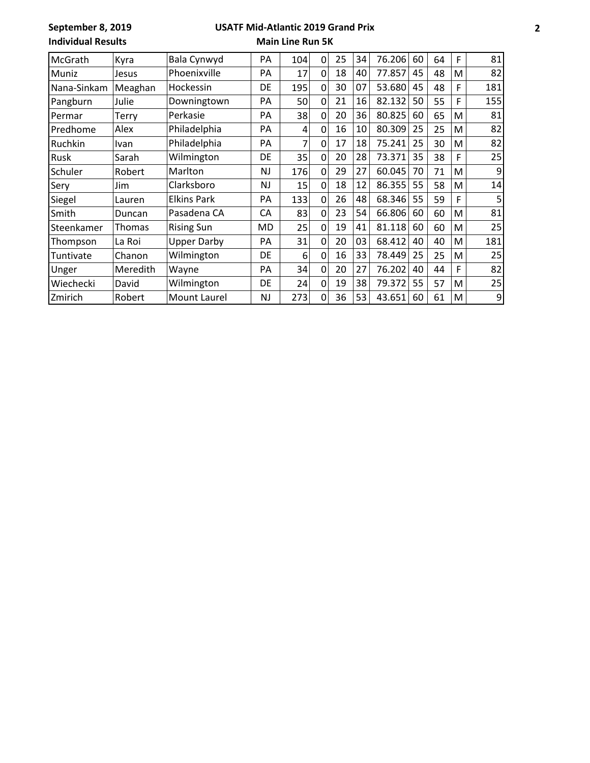**September 8, 2019** **USATF Mid-Atlantic 2019 Grand Prix**

**Individual Results** **Main Line Run 5K**

| | | | | | | | | | | | | |
|---|---|---|---|---|---|---|---|---|---|---|---|---|
| McGrath | Kyra | Bala Cynwyd | PA | 104 | 0 | 25 | 34 | 76.206 | 60 | 64 | F | 81 |
| Muniz | Jesus | Phoenixville | PA | 17 | 0 | 18 | 40 | 77.857 | 45 | 48 | M | 82 |
| Nana-Sinkam | Meaghan | Hockessin | DE | 195 | 0 | 30 | 07 | 53.680 | 45 | 48 | F | 181 |
| Pangburn | Julie | Downingtown | PA | 50 | 0 | 21 | 16 | 82.132 | 50 | 55 | F | 155 |
| Permar | Terry | Perkasie | PA | 38 | 0 | 20 | 36 | 80.825 | 60 | 65 | M | 81 |
| Predhome | Alex | Philadelphia | PA | 4 | 0 | 16 | 10 | 80.309 | 25 | 25 | M | 82 |
| Ruchkin | Ivan | Philadelphia | PA | 7 | 0 | 17 | 18 | 75.241 | 25 | 30 | M | 82 |
| Rusk | Sarah | Wilmington | DE | 35 | 0 | 20 | 28 | 73.371 | 35 | 38 | F | 25 |
| Schuler | Robert | Marlton | NJ | 176 | 0 | 29 | 27 | 60.045 | 70 | 71 | M | 9 |
| Sery | Jim | Clarksboro | NJ | 15 | 0 | 18 | 12 | 86.355 | 55 | 58 | M | 14 |
| Siegel | Lauren | Elkins Park | PA | 133 | 0 | 26 | 48 | 68.346 | 55 | 59 | F | 5 |
| Smith | Duncan | Pasadena CA | CA | 83 | 0 | 23 | 54 | 66.806 | 60 | 60 | M | 81 |
| Steenkamer | Thomas | Rising Sun | MD | 25 | 0 | 19 | 41 | 81.118 | 60 | 60 | M | 25 |
| Thompson | La Roi | Upper Darby | PA | 31 | 0 | 20 | 03 | 68.412 | 40 | 40 | M | 181 |
| Tuntivate | Chanon | Wilmington | DE | 6 | 0 | 16 | 33 | 78.449 | 25 | 25 | M | 25 |
| Unger | Meredith | Wayne | PA | 34 | 0 | 20 | 27 | 76.202 | 40 | 44 | F | 82 |
| Wiechecki | David | Wilmington | DE | 24 | 0 | 19 | 38 | 79.372 | 55 | 57 | M | 25 |
| Zmirich | Robert | Mount Laurel | NJ | 273 | 0 | 36 | 53 | 43.651 | 60 | 61 | M | 9 |